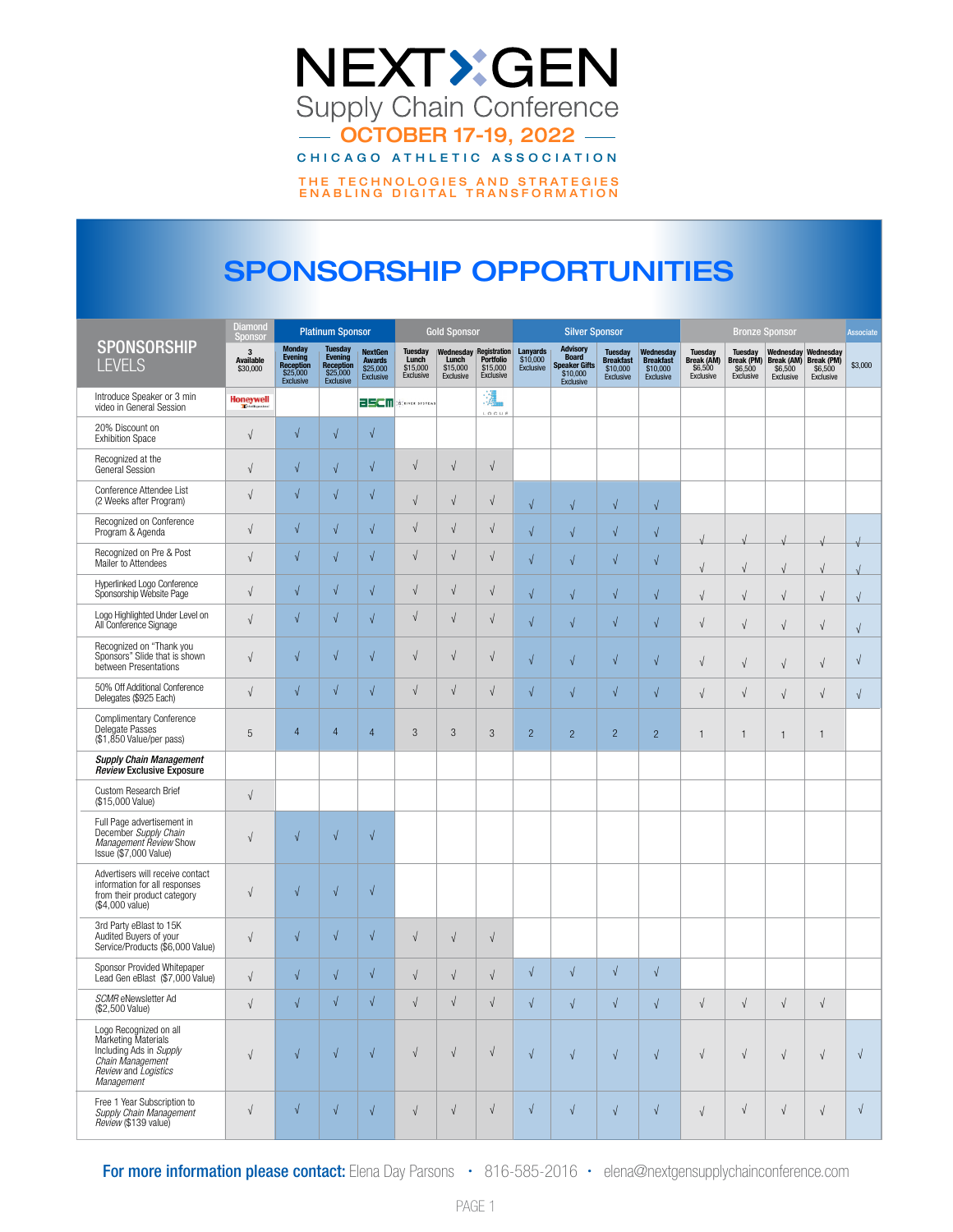# NEXT GEN

## Supply Chain Conference

**OCTOBER 17-19, 2022**

CHICAGO ATHLETIC ASSOCIATION

THE TECHNOLOGIES AND STRATEGIES ENABLING DIGITAL TRANSFORMATION

## SPONSORSHIP OPPORTUNITIES

| SPONSORSHIP LEVELS | Diamond Sponsor | Platinum Sponsor | | | Gold Sponsor | | | Silver Sponsor | | | | Bronze Sponsor | | | | Associate |
|---|---|---|---|---|---|---|---|---|---|---|---|---|---|---|---|---|
| | 3 Available $30,000 | Monday Evening Reception $25,000 Exclusive | Tuesday Evening Reception $25,000 Exclusive | NextGen Awards $25,000 Exclusive | Tuesday Lunch $15,000 Exclusive | Wednesday Lunch $15,000 Exclusive | Registration Portfolio $15,000 Exclusive | Lanyards $10,000 Exclusive | Advisory Board Speaker Gifts $10,000 Exclusive | Tuesday Breakfast $10,000 Exclusive | Wednesday Breakfast $10,000 Exclusive | Tuesday Break (AM) $6,500 Exclusive | Tuesday Break (PM) $6,500 Exclusive | Wednesday Break (AM) $6,500 Exclusive | Wednesday Break (PM) $6,500 Exclusive | $3,000 |
| Introduce Speaker or 3 min video in General Session | Honeywell | | | ASCM | River Systems | | Logue | | | | | | | | | |
| 20% Discount on Exhibition Space | √ | √ | √ | √ | | | | | | | | | | | | |
| Recognized at the General Session | √ | √ | √ | √ | √ | √ | √ | | | | | | | | | |
| Conference Attendee List (2 Weeks after Program) | √ | √ | √ | √ | √ | √ | √ | √ | √ | √ | √ | | | | | |
| Recognized on Conference Program & Agenda | √ | √ | √ | √ | √ | √ | √ | √ | √ | √ | √ | √ | √ | √ | √ | √ |
| Recognized on Pre & Post Mailer to Attendees | √ | √ | √ | √ | √ | √ | √ | √ | √ | √ | √ | √ | √ | √ | √ | √ |
| Hyperlinked Logo Conference Sponsorship Website Page | √ | √ | √ | √ | √ | √ | √ | √ | √ | √ | √ | √ | √ | √ | √ | √ |
| Logo Highlighted Under Level on All Conference Signage | √ | √ | √ | √ | √ | √ | √ | √ | √ | √ | √ | √ | √ | √ | √ | √ |
| Recognized on "Thank you Sponsors" Slide that is shown between Presentations | √ | √ | √ | √ | √ | √ | √ | √ | √ | √ | √ | √ | √ | √ | √ | √ |
| 50% Off Additional Conference Delegates ($925 Each) | √ | √ | √ | √ | √ | √ | √ | √ | √ | √ | √ | √ | √ | √ | √ | √ |
| Complimentary Conference Delegate Passes ($1,850 Value/per pass) | 5 | 4 | 4 | 4 | 3 | 3 | 3 | 2 | 2 | 2 | 2 | 1 | 1 | 1 | 1 | |
| ***Supply Chain Management Review* Exclusive Exposure** | | | | | | | | | | | | | | | | |
| Custom Research Brief ($15,000 Value) | √ | | | | | | | | | | | | | | | |
| Full Page advertisement in December *Supply Chain Management Review* Show Issue ($7,000 Value) | √ | √ | √ | √ | | | | | | | | | | | | |
| Advertisers will receive contact information for all responses from their product category ($4,000 value) | √ | √ | √ | √ | | | | | | | | | | | | |
| 3rd Party eBlast to 15K Audited Buyers of your Service/Products ($6,000 Value) | √ | √ | √ | √ | √ | √ | √ | | | | | | | | | |
| Sponsor Provided Whitepaper Lead Gen eBlast ($7,000 Value) | √ | √ | √ | √ | √ | √ | √ | √ | √ | √ | √ | | | | | |
| *SCMR* eNewsletter Ad ($2,500 Value) | √ | √ | √ | √ | √ | √ | √ | √ | √ | √ | √ | √ | √ | √ | √ | |
| Logo Recognized on all Marketing Materials Including Ads in *Supply Chain Management Review* and *Logistics Management* | √ | √ | √ | √ | √ | √ | √ | √ | √ | √ | √ | √ | √ | √ | √ | √ |
| Free 1 Year Subscription to *Supply Chain Management Review* ($139 value) | √ | √ | √ | √ | √ | √ | √ | √ | √ | √ | √ | √ | √ | √ | √ | √ |

**For more information please contact:** Elena Day Parsons • 816-585-2016 • elena@nextgensupplychainconference.com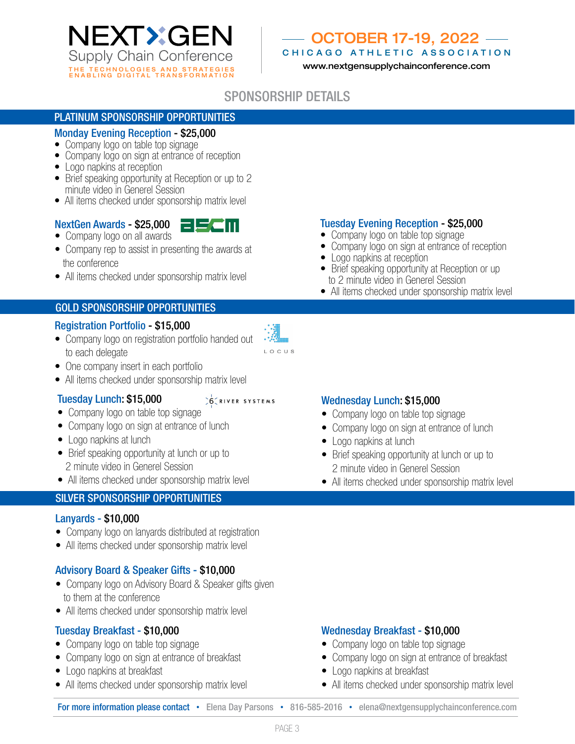# NEXT GEN Supply Chain Conference

THE TECHNOLOGIES AND STRATEGIES ENABLING DIGITAL TRANSFORMATION

OCTOBER 17-19, 2022
CHICAGO ATHLETIC ASSOCIATION
www.nextgensupplychainconference.com

## SPONSORSHIP DETAILS

## PLATINUM SPONSORSHIP OPPORTUNITIES

### Monday Evening Reception - $25,000

- Company logo on table top signage
- Company logo on sign at entrance of reception
- Logo napkins at reception
- Brief speaking opportunity at Reception or up to 2 minute video in Generel Session
- All items checked under sponsorship matrix level

### NextGen Awards - $25,000

ascm

- Company logo on all awards
- Company rep to assist in presenting the awards at the conference
- All items checked under sponsorship matrix level

### Tuesday Evening Reception - $25,000

- Company logo on table top signage
- Company logo on sign at entrance of reception
- Logo napkins at reception
- Brief speaking opportunity at Reception or up to 2 minute video in Generel Session
- All items checked under sponsorship matrix level

## GOLD SPONSORSHIP OPPORTUNITIES

### Registration Portfolio - $15,000

LOCUS

- Company logo on registration portfolio handed out to each delegate
- One company insert in each portfolio
- All items checked under sponsorship matrix level

### Tuesday Lunch: $15,000

6 RIVER SYSTEMS

- Company logo on table top signage
- Company logo on sign at entrance of lunch
- Logo napkins at lunch
- Brief speaking opportunity at lunch or up to 2 minute video in Generel Session
- All items checked under sponsorship matrix level

### Wednesday Lunch: $15,000

- Company logo on table top signage
- Company logo on sign at entrance of lunch
- Logo napkins at lunch
- Brief speaking opportunity at lunch or up to 2 minute video in Generel Session
- All items checked under sponsorship matrix level

## SILVER SPONSORSHIP OPPORTUNITIES

### Lanyards - $10,000

- Company logo on lanyards distributed at registration
- All items checked under sponsorship matrix level

### Advisory Board & Speaker Gifts - $10,000

- Company logo on Advisory Board & Speaker gifts given to them at the conference
- All items checked under sponsorship matrix level

### Tuesday Breakfast - $10,000

- Company logo on table top signage
- Company logo on sign at entrance of breakfast
- Logo napkins at breakfast
- All items checked under sponsorship matrix level

### Wednesday Breakfast - $10,000

- Company logo on table top signage
- Company logo on sign at entrance of breakfast
- Logo napkins at breakfast
- All items checked under sponsorship matrix level

For more information please contact • Elena Day Parsons • 816-585-2016 • elena@nextgensupplychainconference.com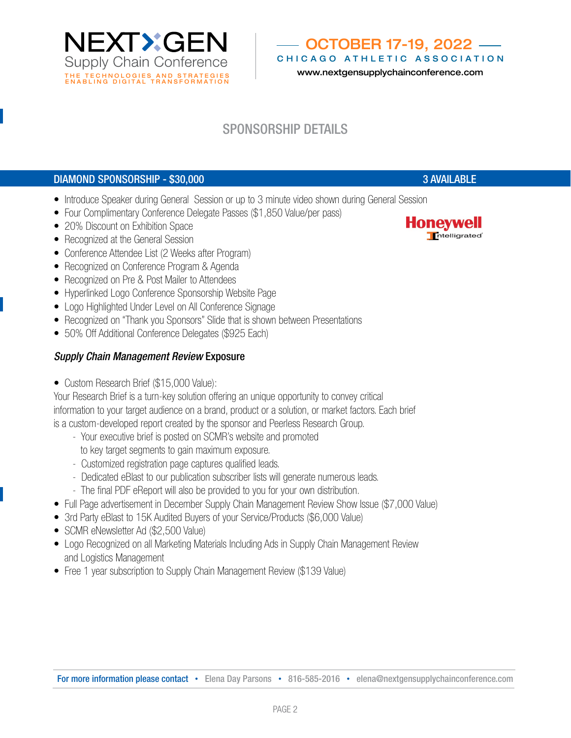# SPONSORSHIP DETAILS

## DIAMOND SPONSORSHIP - $30,000 — 3 AVAILABLE

Honeywell Intelligrated

- Introduce Speaker during General Session or up to 3 minute video shown during General Session
- Four Complimentary Conference Delegate Passes ($1,850 Value/per pass)
- 20% Discount on Exhibition Space
- Recognized at the General Session
- Conference Attendee List (2 Weeks after Program)
- Recognized on Conference Program & Agenda
- Recognized on Pre & Post Mailer to Attendees
- Hyperlinked Logo Conference Sponsorship Website Page
- Logo Highlighted Under Level on All Conference Signage
- Recognized on "Thank you Sponsors" Slide that is shown between Presentations
- 50% Off Additional Conference Delegates ($925 Each)

### *Supply Chain Management Review* Exposure

- Custom Research Brief ($15,000 Value):

Your Research Brief is a turn-key solution offering an unique opportunity to convey critical information to your target audience on a brand, product or a solution, or market factors. Each brief is a custom-developed report created by the sponsor and Peerless Research Group.

  - Your executive brief is posted on SCMR's website and promoted to key target segments to gain maximum exposure.
  - Customized registration page captures qualified leads.
  - Dedicated eBlast to our publication subscriber lists will generate numerous leads.
  - The final PDF eReport will also be provided to you for your own distribution.

- Full Page advertisement in December Supply Chain Management Review Show Issue ($7,000 Value)
- 3rd Party eBlast to 15K Audited Buyers of your Service/Products ($6,000 Value)
- SCMR eNewsletter Ad ($2,500 Value)
- Logo Recognized on all Marketing Materials Including Ads in Supply Chain Management Review and Logistics Management
- Free 1 year subscription to Supply Chain Management Review ($139 Value)

For more information please contact • Elena Day Parsons • 816-585-2016 • elena@nextgensupplychainconference.com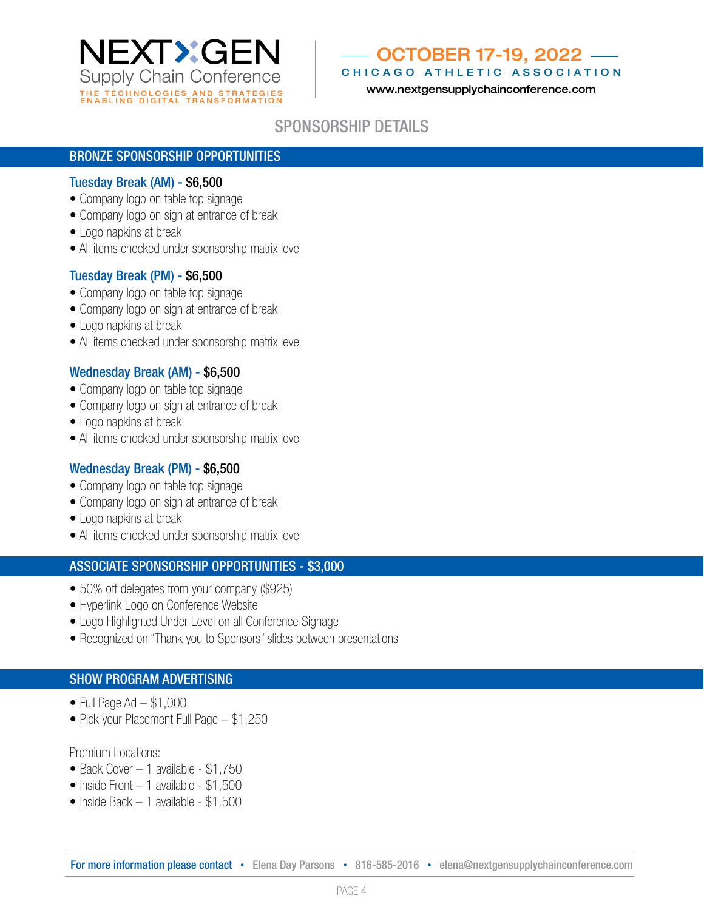# NEXT GEN Supply Chain Conference

THE TECHNOLOGIES AND STRATEGIES ENABLING DIGITAL TRANSFORMATION

**OCTOBER 17-19, 2022**

CHICAGO ATHLETIC ASSOCIATION

www.nextgensupplychainconference.com

## SPONSORSHIP DETAILS

### BRONZE SPONSORSHIP OPPORTUNITIES

**Tuesday Break (AM) - $6,500**

- Company logo on table top signage
- Company logo on sign at entrance of break
- Logo napkins at break
- All items checked under sponsorship matrix level

**Tuesday Break (PM) - $6,500**

- Company logo on table top signage
- Company logo on sign at entrance of break
- Logo napkins at break
- All items checked under sponsorship matrix level

**Wednesday Break (AM) - $6,500**

- Company logo on table top signage
- Company logo on sign at entrance of break
- Logo napkins at break
- All items checked under sponsorship matrix level

**Wednesday Break (PM) - $6,500**

- Company logo on table top signage
- Company logo on sign at entrance of break
- Logo napkins at break
- All items checked under sponsorship matrix level

### ASSOCIATE SPONSORSHIP OPPORTUNITIES - $3,000

- 50% off delegates from your company ($925)
- Hyperlink Logo on Conference Website
- Logo Highlighted Under Level on all Conference Signage
- Recognized on "Thank you to Sponsors" slides between presentations

### SHOW PROGRAM ADVERTISING

- Full Page Ad – $1,000
- Pick your Placement Full Page – $1,250

Premium Locations:

- Back Cover – 1 available - $1,750
- Inside Front – 1 available - $1,500
- Inside Back – 1 available - $1,500

**For more information please contact** • Elena Day Parsons • 816-585-2016 • elena@nextgensupplychainconference.com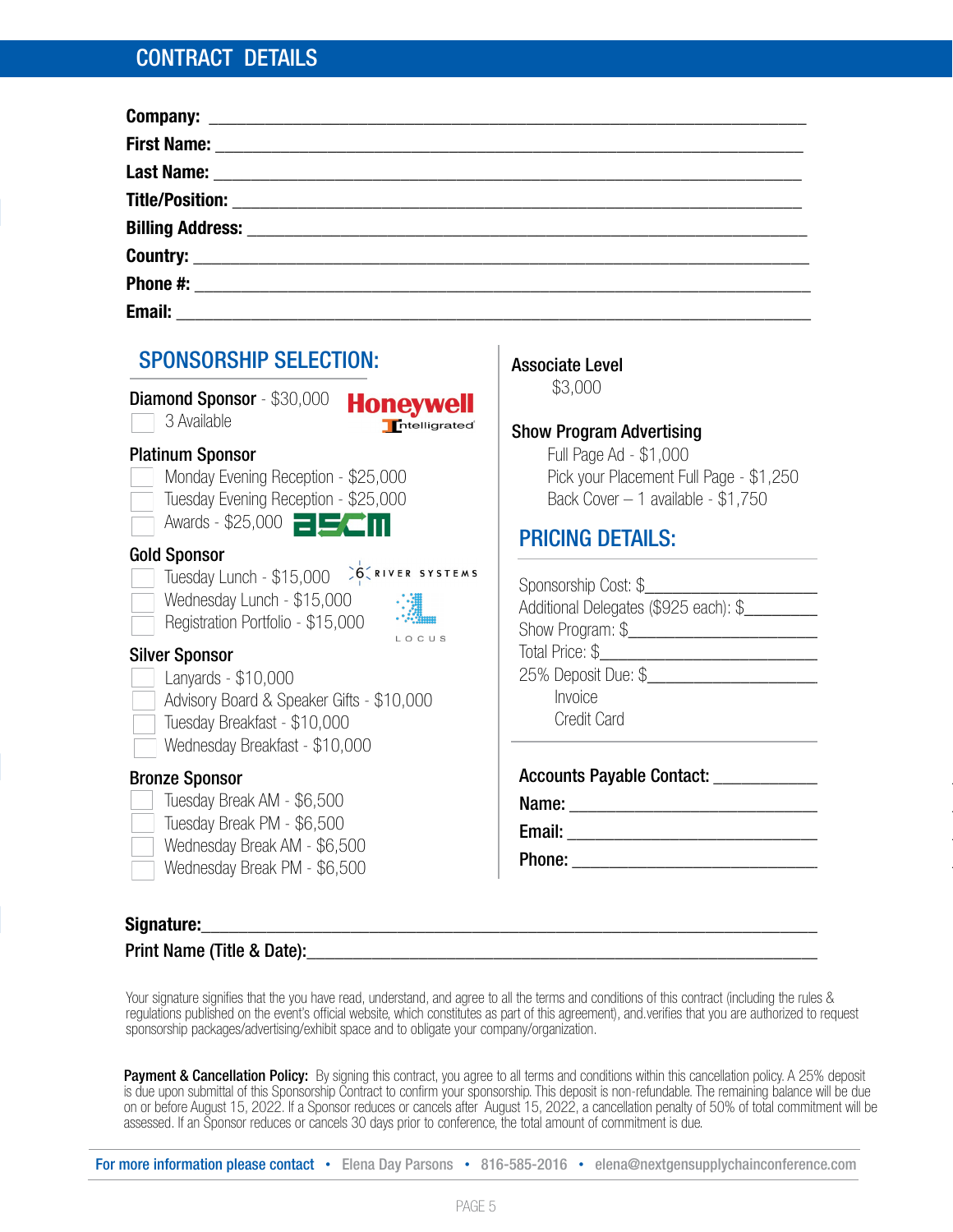## CONTRACT DETAILS

**Company:** ___________________________________________

**First Name:** ___________________________________________

**Last Name:** ___________________________________________

**Title/Position:** ___________________________________________

**Billing Address:** ___________________________________________

**Country:** ___________________________________________

**Phone #:** ___________________________________________

**Email:** ___________________________________________

## SPONSORSHIP SELECTION:

**Diamond Sponsor** - $30,000

- [ ] 3 Available

Honeywell Intelligrated

**Platinum Sponsor**

- [ ] Monday Evening Reception - $25,000
- [ ] Tuesday Evening Reception - $25,000
- [ ] Awards - $25,000

ASCM

**Gold Sponsor**

- [ ] Tuesday Lunch - $15,000
- [ ] Wednesday Lunch - $15,000
- [ ] Registration Portfolio - $15,000

6 RIVER SYSTEMS

LOCUS

**Silver Sponsor**

- [ ] Lanyards - $10,000
- [ ] Advisory Board & Speaker Gifts - $10,000
- [ ] Tuesday Breakfast - $10,000
- [ ] Wednesday Breakfast - $10,000

**Bronze Sponsor**

- [ ] Tuesday Break AM - $6,500
- [ ] Tuesday Break PM - $6,500
- [ ] Wednesday Break AM - $6,500
- [ ] Wednesday Break PM - $6,500

**Associate Level**

$3,000

**Show Program Advertising**

Full Page Ad - $1,000

Pick your Placement Full Page - $1,250

Back Cover – 1 available - $1,750

## PRICING DETAILS:

Sponsorship Cost: $__________________

Additional Delegates ($925 each): $________

Show Program: $__________________

Total Price: $__________________

25% Deposit Due: $__________________

Invoice

Credit Card

**Accounts Payable Contact:** ___________

**Name:** ___________________________

**Email:** ___________________________

**Phone:** ___________________________

**Signature:**___________________________________________

**Print Name (Title & Date):**___________________________________________

Your signature signifies that the you have read, understand, and agree to all the terms and conditions of this contract (including the rules & regulations published on the event's official website, which constitutes as part of this agreement), and.verifies that you are authorized to request sponsorship packages/advertising/exhibit space and to obligate your company/organization.

**Payment & Cancellation Policy:** By signing this contract, you agree to all terms and conditions within this cancellation policy. A 25% deposit is due upon submittal of this Sponsorship Contract to confirm your sponsorship. This deposit is non-refundable. The remaining balance will be due on or before August 15, 2022. If a Sponsor reduces or cancels after August 15, 2022, a cancellation penalty of 50% of total commitment will be assessed. If an Sponsor reduces or cancels 30 days prior to conference, the total amount of commitment is due.

For more information please contact • Elena Day Parsons • 816-585-2016 • elena@nextgensupplychainconference.com